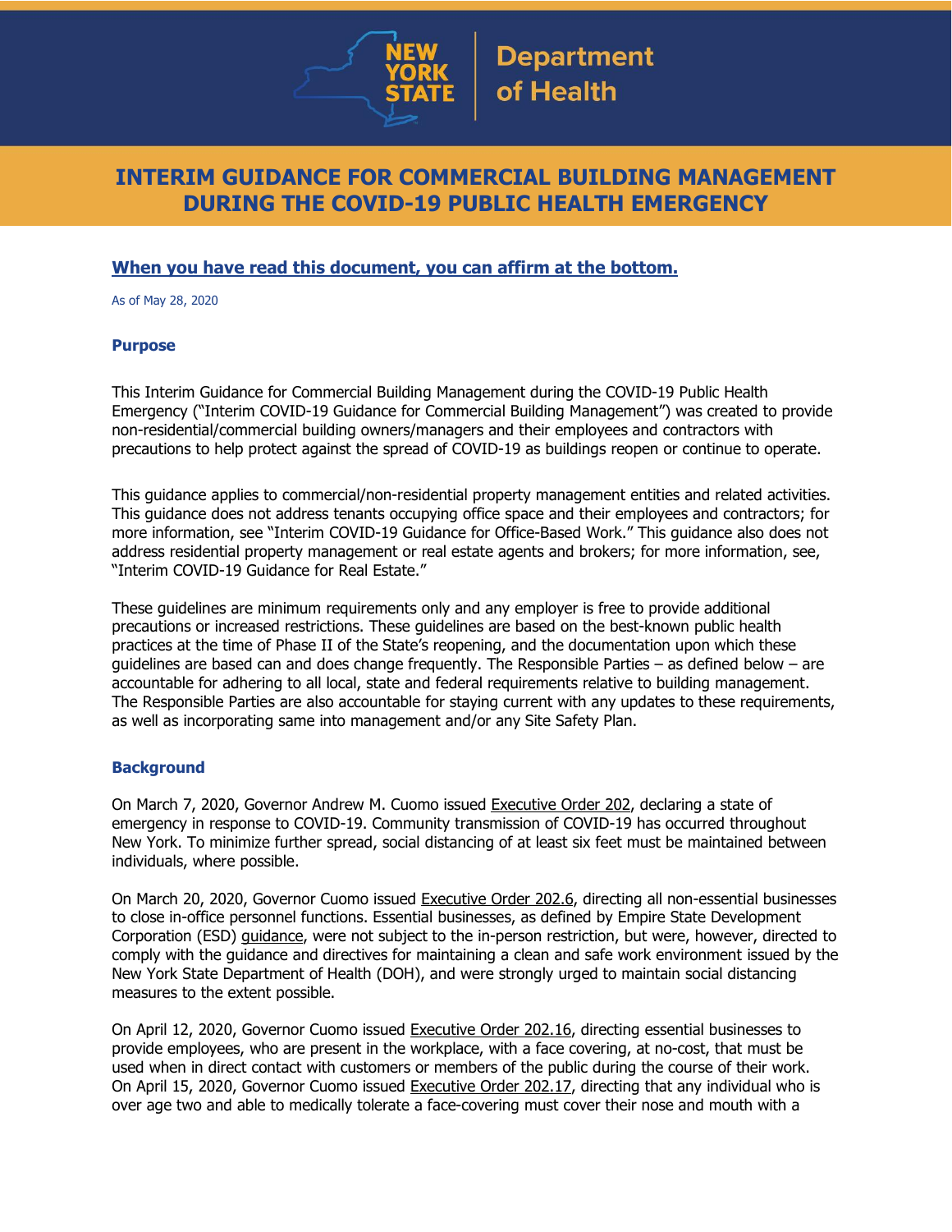# INTERIM GUIDANCE FOR COMMERCIAL BUILDING MANAGEMENT DURING THE COVID-19 PUBLIC HEALTH EMERGENCY

**When you have read this document, you can affirm at the bottom.**

As of May 28, 2020

### Purpose

This Interim Guidance for Commercial Building Management during the COVID-19 Public Health Emergency ("Interim COVID-19 Guidance for Commercial Building Management") was created to provide non-residential/commercial building owners/managers and their employees and contractors with precautions to help protect against the spread of COVID-19 as buildings reopen or continue to operate.

This guidance applies to commercial/non-residential property management entities and related activities. This guidance does not address tenants occupying office space and their employees and contractors; for more information, see "Interim COVID-19 Guidance for Office-Based Work." This guidance also does not address residential property management or real estate agents and brokers; for more information, see, "Interim COVID-19 Guidance for Real Estate."

These guidelines are minimum requirements only and any employer is free to provide additional precautions or increased restrictions. These guidelines are based on the best-known public health practices at the time of Phase II of the State's reopening, and the documentation upon which these guidelines are based can and does change frequently. The Responsible Parties – as defined below – are accountable for adhering to all local, state and federal requirements relative to building management. The Responsible Parties are also accountable for staying current with any updates to these requirements, as well as incorporating same into management and/or any Site Safety Plan.

### Background

On March 7, 2020, Governor Andrew M. Cuomo issued Executive Order 202, declaring a state of emergency in response to COVID-19. Community transmission of COVID-19 has occurred throughout New York. To minimize further spread, social distancing of at least six feet must be maintained between individuals, where possible.

On March 20, 2020, Governor Cuomo issued Executive Order 202.6, directing all non-essential businesses to close in-office personnel functions. Essential businesses, as defined by Empire State Development Corporation (ESD) guidance, were not subject to the in-person restriction, but were, however, directed to comply with the guidance and directives for maintaining a clean and safe work environment issued by the New York State Department of Health (DOH), and were strongly urged to maintain social distancing measures to the extent possible.

On April 12, 2020, Governor Cuomo issued Executive Order 202.16, directing essential businesses to provide employees, who are present in the workplace, with a face covering, at no-cost, that must be used when in direct contact with customers or members of the public during the course of their work. On April 15, 2020, Governor Cuomo issued Executive Order 202.17, directing that any individual who is over age two and able to medically tolerate a face-covering must cover their nose and mouth with a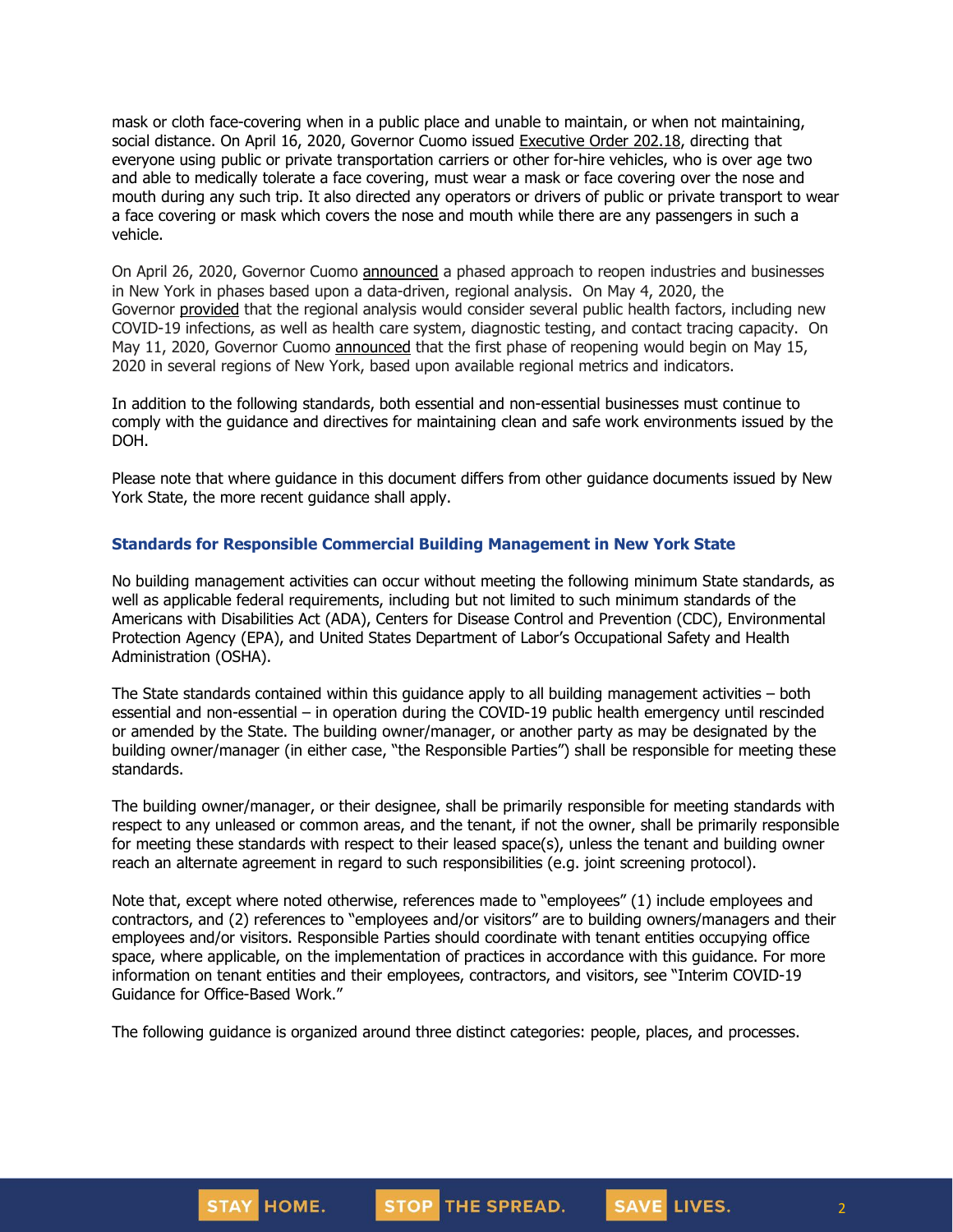mask or cloth face-covering when in a public place and unable to maintain, or when not maintaining, social distance. On April 16, 2020, Governor Cuomo issued Executive Order 202.18, directing that everyone using public or private transportation carriers or other for-hire vehicles, who is over age two and able to medically tolerate a face covering, must wear a mask or face covering over the nose and mouth during any such trip. It also directed any operators or drivers of public or private transport to wear a face covering or mask which covers the nose and mouth while there are any passengers in such a vehicle.

On April 26, 2020, Governor Cuomo announced a phased approach to reopen industries and businesses in New York in phases based upon a data-driven, regional analysis. On May 4, 2020, the Governor provided that the regional analysis would consider several public health factors, including new COVID-19 infections, as well as health care system, diagnostic testing, and contact tracing capacity. On May 11, 2020, Governor Cuomo announced that the first phase of reopening would begin on May 15, 2020 in several regions of New York, based upon available regional metrics and indicators.

In addition to the following standards, both essential and non-essential businesses must continue to comply with the guidance and directives for maintaining clean and safe work environments issued by the DOH.

Please note that where guidance in this document differs from other guidance documents issued by New York State, the more recent guidance shall apply.

## Standards for Responsible Commercial Building Management in New York State

No building management activities can occur without meeting the following minimum State standards, as well as applicable federal requirements, including but not limited to such minimum standards of the Americans with Disabilities Act (ADA), Centers for Disease Control and Prevention (CDC), Environmental Protection Agency (EPA), and United States Department of Labor's Occupational Safety and Health Administration (OSHA).

The State standards contained within this guidance apply to all building management activities – both essential and non-essential – in operation during the COVID-19 public health emergency until rescinded or amended by the State. The building owner/manager, or another party as may be designated by the building owner/manager (in either case, "the Responsible Parties") shall be responsible for meeting these standards.

The building owner/manager, or their designee, shall be primarily responsible for meeting standards with respect to any unleased or common areas, and the tenant, if not the owner, shall be primarily responsible for meeting these standards with respect to their leased space(s), unless the tenant and building owner reach an alternate agreement in regard to such responsibilities (e.g. joint screening protocol).

Note that, except where noted otherwise, references made to "employees" (1) include employees and contractors, and (2) references to "employees and/or visitors" are to building owners/managers and their employees and/or visitors. Responsible Parties should coordinate with tenant entities occupying office space, where applicable, on the implementation of practices in accordance with this guidance. For more information on tenant entities and their employees, contractors, and visitors, see "Interim COVID-19 Guidance for Office-Based Work."

The following guidance is organized around three distinct categories: people, places, and processes.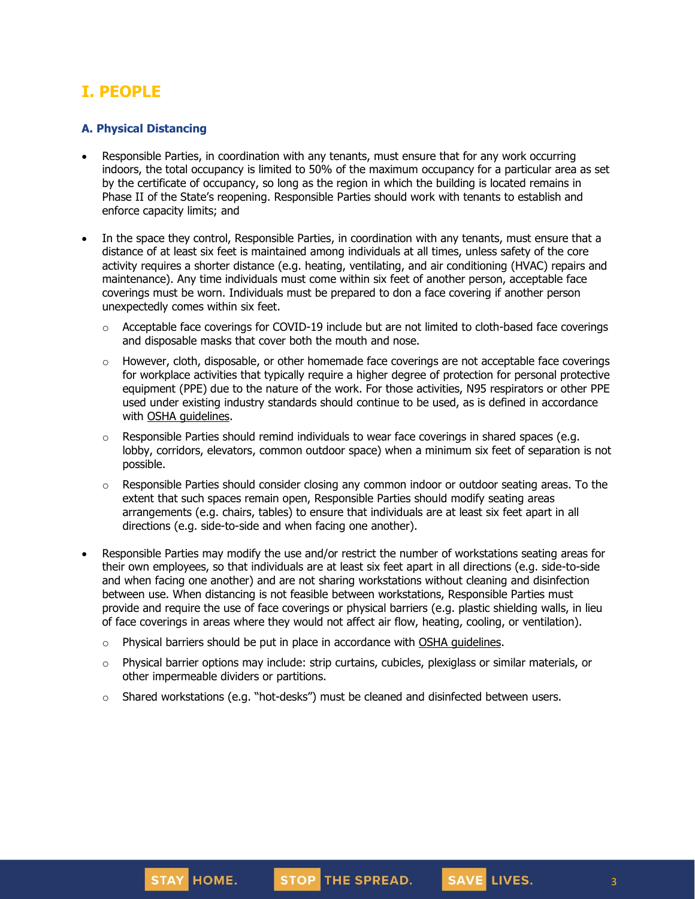## I. PEOPLE

### A. Physical Distancing

- Responsible Parties, in coordination with any tenants, must ensure that for any work occurring indoors, the total occupancy is limited to 50% of the maximum occupancy for a particular area as set by the certificate of occupancy, so long as the region in which the building is located remains in Phase II of the State's reopening. Responsible Parties should work with tenants to establish and enforce capacity limits; and
- In the space they control, Responsible Parties, in coordination with any tenants, must ensure that a distance of at least six feet is maintained among individuals at all times, unless safety of the core activity requires a shorter distance (e.g. heating, ventilating, and air conditioning (HVAC) repairs and maintenance). Any time individuals must come within six feet of another person, acceptable face coverings must be worn. Individuals must be prepared to don a face covering if another person unexpectedly comes within six feet.
    - Acceptable face coverings for COVID-19 include but are not limited to cloth-based face coverings and disposable masks that cover both the mouth and nose.
    - However, cloth, disposable, or other homemade face coverings are not acceptable face coverings for workplace activities that typically require a higher degree of protection for personal protective equipment (PPE) due to the nature of the work. For those activities, N95 respirators or other PPE used under existing industry standards should continue to be used, as is defined in accordance with OSHA guidelines.
    - Responsible Parties should remind individuals to wear face coverings in shared spaces (e.g. lobby, corridors, elevators, common outdoor space) when a minimum six feet of separation is not possible.
    - Responsible Parties should consider closing any common indoor or outdoor seating areas. To the extent that such spaces remain open, Responsible Parties should modify seating areas arrangements (e.g. chairs, tables) to ensure that individuals are at least six feet apart in all directions (e.g. side-to-side and when facing one another).
- Responsible Parties may modify the use and/or restrict the number of workstations seating areas for their own employees, so that individuals are at least six feet apart in all directions (e.g. side-to-side and when facing one another) and are not sharing workstations without cleaning and disinfection between use. When distancing is not feasible between workstations, Responsible Parties must provide and require the use of face coverings or physical barriers (e.g. plastic shielding walls, in lieu of face coverings in areas where they would not affect air flow, heating, cooling, or ventilation).
    - Physical barriers should be put in place in accordance with OSHA guidelines.
    - Physical barrier options may include: strip curtains, cubicles, plexiglass or similar materials, or other impermeable dividers or partitions.
    - Shared workstations (e.g. "hot-desks") must be cleaned and disinfected between users.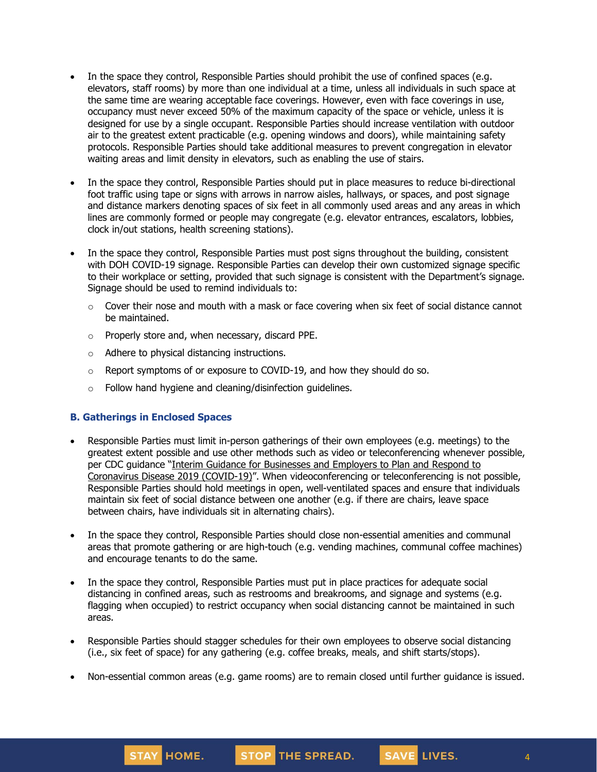- In the space they control, Responsible Parties should prohibit the use of confined spaces (e.g. elevators, staff rooms) by more than one individual at a time, unless all individuals in such space at the same time are wearing acceptable face coverings. However, even with face coverings in use, occupancy must never exceed 50% of the maximum capacity of the space or vehicle, unless it is designed for use by a single occupant. Responsible Parties should increase ventilation with outdoor air to the greatest extent practicable (e.g. opening windows and doors), while maintaining safety protocols. Responsible Parties should take additional measures to prevent congregation in elevator waiting areas and limit density in elevators, such as enabling the use of stairs.

- In the space they control, Responsible Parties should put in place measures to reduce bi-directional foot traffic using tape or signs with arrows in narrow aisles, hallways, or spaces, and post signage and distance markers denoting spaces of six feet in all commonly used areas and any areas in which lines are commonly formed or people may congregate (e.g. elevator entrances, escalators, lobbies, clock in/out stations, health screening stations).

- In the space they control, Responsible Parties must post signs throughout the building, consistent with DOH COVID-19 signage. Responsible Parties can develop their own customized signage specific to their workplace or setting, provided that such signage is consistent with the Department's signage. Signage should be used to remind individuals to:
    - Cover their nose and mouth with a mask or face covering when six feet of social distance cannot be maintained.
    - Properly store and, when necessary, discard PPE.
    - Adhere to physical distancing instructions.
    - Report symptoms of or exposure to COVID-19, and how they should do so.
    - Follow hand hygiene and cleaning/disinfection guidelines.

### B. Gatherings in Enclosed Spaces

- Responsible Parties must limit in-person gatherings of their own employees (e.g. meetings) to the greatest extent possible and use other methods such as video or teleconferencing whenever possible, per CDC guidance "Interim Guidance for Businesses and Employers to Plan and Respond to Coronavirus Disease 2019 (COVID-19)". When videoconferencing or teleconferencing is not possible, Responsible Parties should hold meetings in open, well-ventilated spaces and ensure that individuals maintain six feet of social distance between one another (e.g. if there are chairs, leave space between chairs, have individuals sit in alternating chairs).

- In the space they control, Responsible Parties should close non-essential amenities and communal areas that promote gathering or are high-touch (e.g. vending machines, communal coffee machines) and encourage tenants to do the same.

- In the space they control, Responsible Parties must put in place practices for adequate social distancing in confined areas, such as restrooms and breakrooms, and signage and systems (e.g. flagging when occupied) to restrict occupancy when social distancing cannot be maintained in such areas.

- Responsible Parties should stagger schedules for their own employees to observe social distancing (i.e., six feet of space) for any gathering (e.g. coffee breaks, meals, and shift starts/stops).

- Non-essential common areas (e.g. game rooms) are to remain closed until further guidance is issued.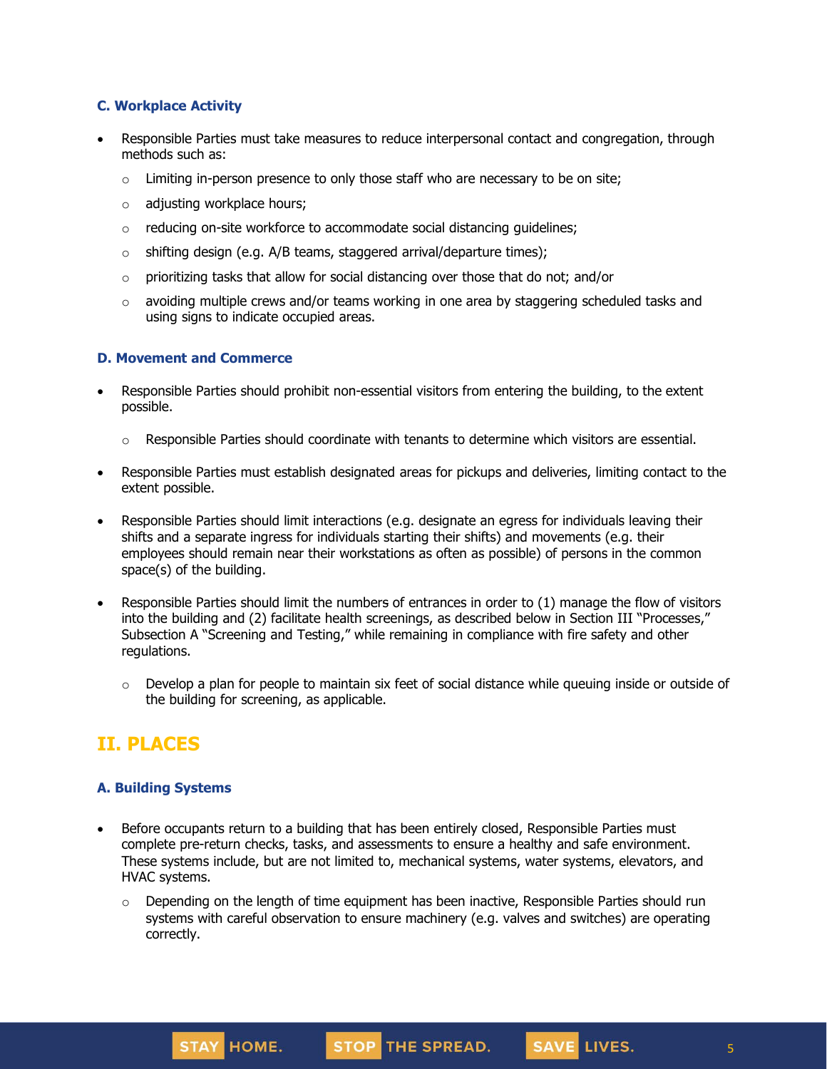### C. Workplace Activity

- Responsible Parties must take measures to reduce interpersonal contact and congregation, through methods such as:
  - Limiting in-person presence to only those staff who are necessary to be on site;
  - adjusting workplace hours;
  - reducing on-site workforce to accommodate social distancing guidelines;
  - shifting design (e.g. A/B teams, staggered arrival/departure times);
  - prioritizing tasks that allow for social distancing over those that do not; and/or
  - avoiding multiple crews and/or teams working in one area by staggering scheduled tasks and using signs to indicate occupied areas.

### D. Movement and Commerce

- Responsible Parties should prohibit non-essential visitors from entering the building, to the extent possible.
  - Responsible Parties should coordinate with tenants to determine which visitors are essential.
- Responsible Parties must establish designated areas for pickups and deliveries, limiting contact to the extent possible.
- Responsible Parties should limit interactions (e.g. designate an egress for individuals leaving their shifts and a separate ingress for individuals starting their shifts) and movements (e.g. their employees should remain near their workstations as often as possible) of persons in the common space(s) of the building.
- Responsible Parties should limit the numbers of entrances in order to (1) manage the flow of visitors into the building and (2) facilitate health screenings, as described below in Section III "Processes," Subsection A "Screening and Testing," while remaining in compliance with fire safety and other regulations.
  - Develop a plan for people to maintain six feet of social distance while queuing inside or outside of the building for screening, as applicable.

## II. PLACES

### A. Building Systems

- Before occupants return to a building that has been entirely closed, Responsible Parties must complete pre-return checks, tasks, and assessments to ensure a healthy and safe environment. These systems include, but are not limited to, mechanical systems, water systems, elevators, and HVAC systems.
  - Depending on the length of time equipment has been inactive, Responsible Parties should run systems with careful observation to ensure machinery (e.g. valves and switches) are operating correctly.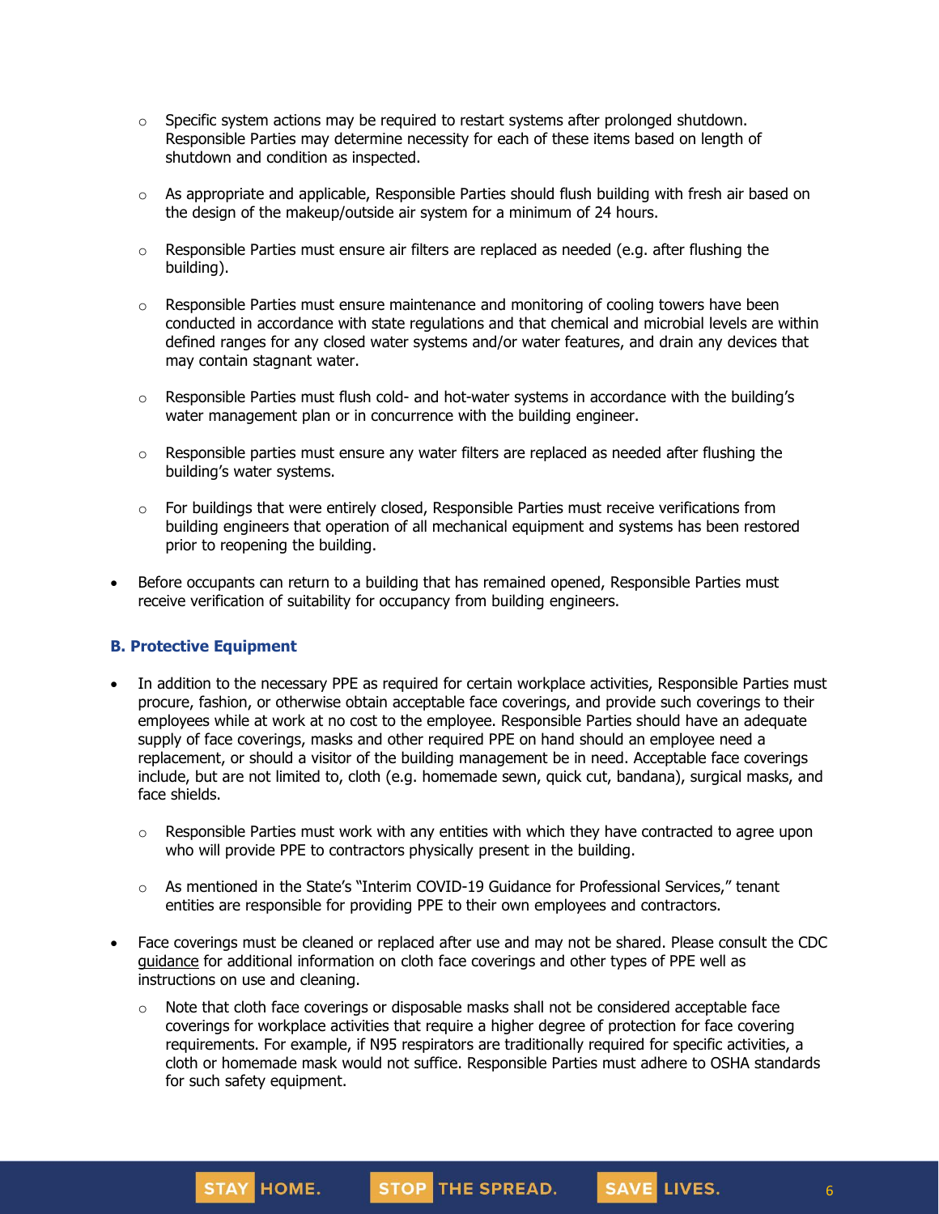- Specific system actions may be required to restart systems after prolonged shutdown. Responsible Parties may determine necessity for each of these items based on length of shutdown and condition as inspected.
  - As appropriate and applicable, Responsible Parties should flush building with fresh air based on the design of the makeup/outside air system for a minimum of 24 hours.
  - Responsible Parties must ensure air filters are replaced as needed (e.g. after flushing the building).
  - Responsible Parties must ensure maintenance and monitoring of cooling towers have been conducted in accordance with state regulations and that chemical and microbial levels are within defined ranges for any closed water systems and/or water features, and drain any devices that may contain stagnant water.
  - Responsible Parties must flush cold- and hot-water systems in accordance with the building's water management plan or in concurrence with the building engineer.
  - Responsible parties must ensure any water filters are replaced as needed after flushing the building's water systems.
  - For buildings that were entirely closed, Responsible Parties must receive verifications from building engineers that operation of all mechanical equipment and systems has been restored prior to reopening the building.
- Before occupants can return to a building that has remained opened, Responsible Parties must receive verification of suitability for occupancy from building engineers.

### B. Protective Equipment

- In addition to the necessary PPE as required for certain workplace activities, Responsible Parties must procure, fashion, or otherwise obtain acceptable face coverings, and provide such coverings to their employees while at work at no cost to the employee. Responsible Parties should have an adequate supply of face coverings, masks and other required PPE on hand should an employee need a replacement, or should a visitor of the building management be in need. Acceptable face coverings include, but are not limited to, cloth (e.g. homemade sewn, quick cut, bandana), surgical masks, and face shields.
  - Responsible Parties must work with any entities with which they have contracted to agree upon who will provide PPE to contractors physically present in the building.
  - As mentioned in the State's "Interim COVID-19 Guidance for Professional Services," tenant entities are responsible for providing PPE to their own employees and contractors.
- Face coverings must be cleaned or replaced after use and may not be shared. Please consult the CDC guidance for additional information on cloth face coverings and other types of PPE well as instructions on use and cleaning.
  - Note that cloth face coverings or disposable masks shall not be considered acceptable face coverings for workplace activities that require a higher degree of protection for face covering requirements. For example, if N95 respirators are traditionally required for specific activities, a cloth or homemade mask would not suffice. Responsible Parties must adhere to OSHA standards for such safety equipment.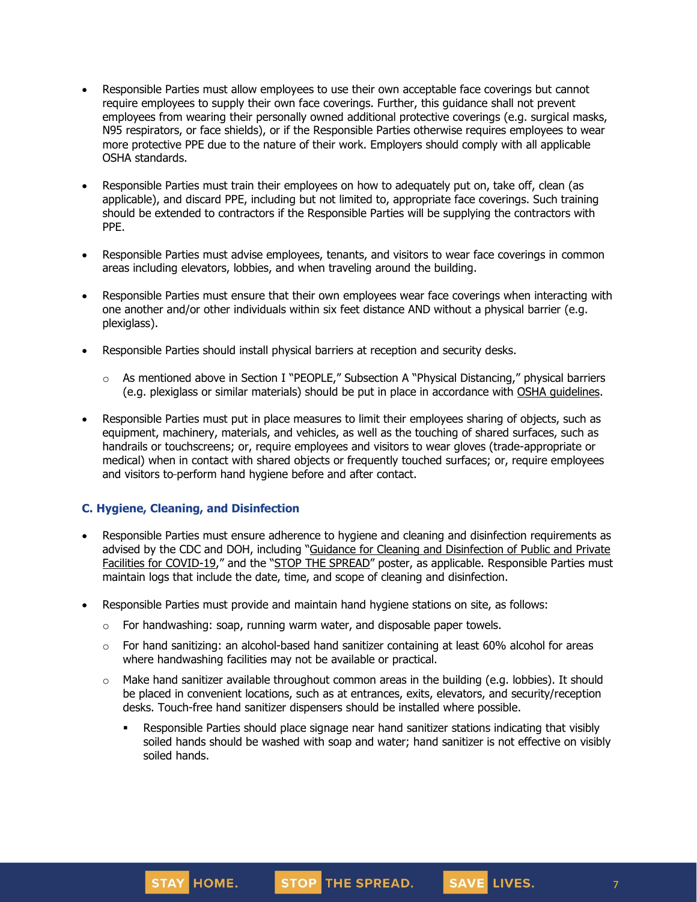- Responsible Parties must allow employees to use their own acceptable face coverings but cannot require employees to supply their own face coverings. Further, this guidance shall not prevent employees from wearing their personally owned additional protective coverings (e.g. surgical masks, N95 respirators, or face shields), or if the Responsible Parties otherwise requires employees to wear more protective PPE due to the nature of their work. Employers should comply with all applicable OSHA standards.

- Responsible Parties must train their employees on how to adequately put on, take off, clean (as applicable), and discard PPE, including but not limited to, appropriate face coverings. Such training should be extended to contractors if the Responsible Parties will be supplying the contractors with PPE.

- Responsible Parties must advise employees, tenants, and visitors to wear face coverings in common areas including elevators, lobbies, and when traveling around the building.

- Responsible Parties must ensure that their own employees wear face coverings when interacting with one another and/or other individuals within six feet distance AND without a physical barrier (e.g. plexiglass).

- Responsible Parties should install physical barriers at reception and security desks.
  - As mentioned above in Section I "PEOPLE," Subsection A "Physical Distancing," physical barriers (e.g. plexiglass or similar materials) should be put in place in accordance with OSHA guidelines.

- Responsible Parties must put in place measures to limit their employees sharing of objects, such as equipment, machinery, materials, and vehicles, as well as the touching of shared surfaces, such as handrails or touchscreens; or, require employees and visitors to wear gloves (trade-appropriate or medical) when in contact with shared objects or frequently touched surfaces; or, require employees and visitors to perform hand hygiene before and after contact.

### C. Hygiene, Cleaning, and Disinfection

- Responsible Parties must ensure adherence to hygiene and cleaning and disinfection requirements as advised by the CDC and DOH, including "Guidance for Cleaning and Disinfection of Public and Private Facilities for COVID-19," and the "STOP THE SPREAD" poster, as applicable. Responsible Parties must maintain logs that include the date, time, and scope of cleaning and disinfection.

- Responsible Parties must provide and maintain hand hygiene stations on site, as follows:
  - For handwashing: soap, running warm water, and disposable paper towels.
  - For hand sanitizing: an alcohol-based hand sanitizer containing at least 60% alcohol for areas where handwashing facilities may not be available or practical.
  - Make hand sanitizer available throughout common areas in the building (e.g. lobbies). It should be placed in convenient locations, such as at entrances, exits, elevators, and security/reception desks. Touch-free hand sanitizer dispensers should be installed where possible.
    - Responsible Parties should place signage near hand sanitizer stations indicating that visibly soiled hands should be washed with soap and water; hand sanitizer is not effective on visibly soiled hands.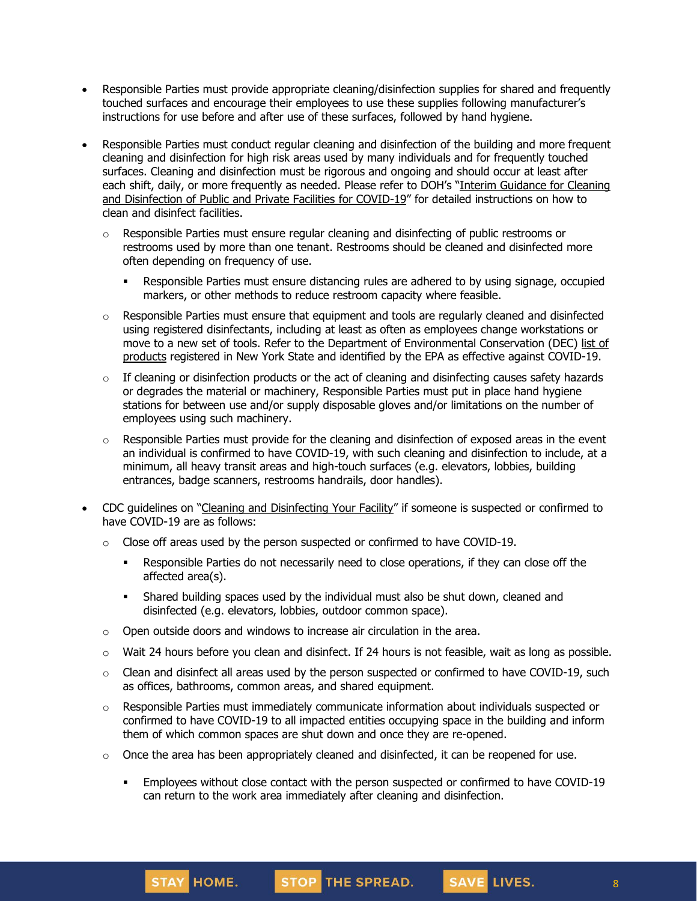- Responsible Parties must provide appropriate cleaning/disinfection supplies for shared and frequently touched surfaces and encourage their employees to use these supplies following manufacturer's instructions for use before and after use of these surfaces, followed by hand hygiene.

- Responsible Parties must conduct regular cleaning and disinfection of the building and more frequent cleaning and disinfection for high risk areas used by many individuals and for frequently touched surfaces. Cleaning and disinfection must be rigorous and ongoing and should occur at least after each shift, daily, or more frequently as needed. Please refer to DOH's "Interim Guidance for Cleaning and Disinfection of Public and Private Facilities for COVID-19" for detailed instructions on how to clean and disinfect facilities.
    - Responsible Parties must ensure regular cleaning and disinfecting of public restrooms or restrooms used by more than one tenant. Restrooms should be cleaned and disinfected more often depending on frequency of use.
        - Responsible Parties must ensure distancing rules are adhered to by using signage, occupied markers, or other methods to reduce restroom capacity where feasible.
    - Responsible Parties must ensure that equipment and tools are regularly cleaned and disinfected using registered disinfectants, including at least as often as employees change workstations or move to a new set of tools. Refer to the Department of Environmental Conservation (DEC) list of products registered in New York State and identified by the EPA as effective against COVID-19.
    - If cleaning or disinfection products or the act of cleaning and disinfecting causes safety hazards or degrades the material or machinery, Responsible Parties must put in place hand hygiene stations for between use and/or supply disposable gloves and/or limitations on the number of employees using such machinery.
    - Responsible Parties must provide for the cleaning and disinfection of exposed areas in the event an individual is confirmed to have COVID-19, with such cleaning and disinfection to include, at a minimum, all heavy transit areas and high-touch surfaces (e.g. elevators, lobbies, building entrances, badge scanners, restrooms handrails, door handles).

- CDC guidelines on "Cleaning and Disinfecting Your Facility" if someone is suspected or confirmed to have COVID-19 are as follows:
    - Close off areas used by the person suspected or confirmed to have COVID-19.
        - Responsible Parties do not necessarily need to close operations, if they can close off the affected area(s).
        - Shared building spaces used by the individual must also be shut down, cleaned and disinfected (e.g. elevators, lobbies, outdoor common space).
    - Open outside doors and windows to increase air circulation in the area.
    - Wait 24 hours before you clean and disinfect. If 24 hours is not feasible, wait as long as possible.
    - Clean and disinfect all areas used by the person suspected or confirmed to have COVID-19, such as offices, bathrooms, common areas, and shared equipment.
    - Responsible Parties must immediately communicate information about individuals suspected or confirmed to have COVID-19 to all impacted entities occupying space in the building and inform them of which common spaces are shut down and once they are re-opened.
    - Once the area has been appropriately cleaned and disinfected, it can be reopened for use.
        - Employees without close contact with the person suspected or confirmed to have COVID-19 can return to the work area immediately after cleaning and disinfection.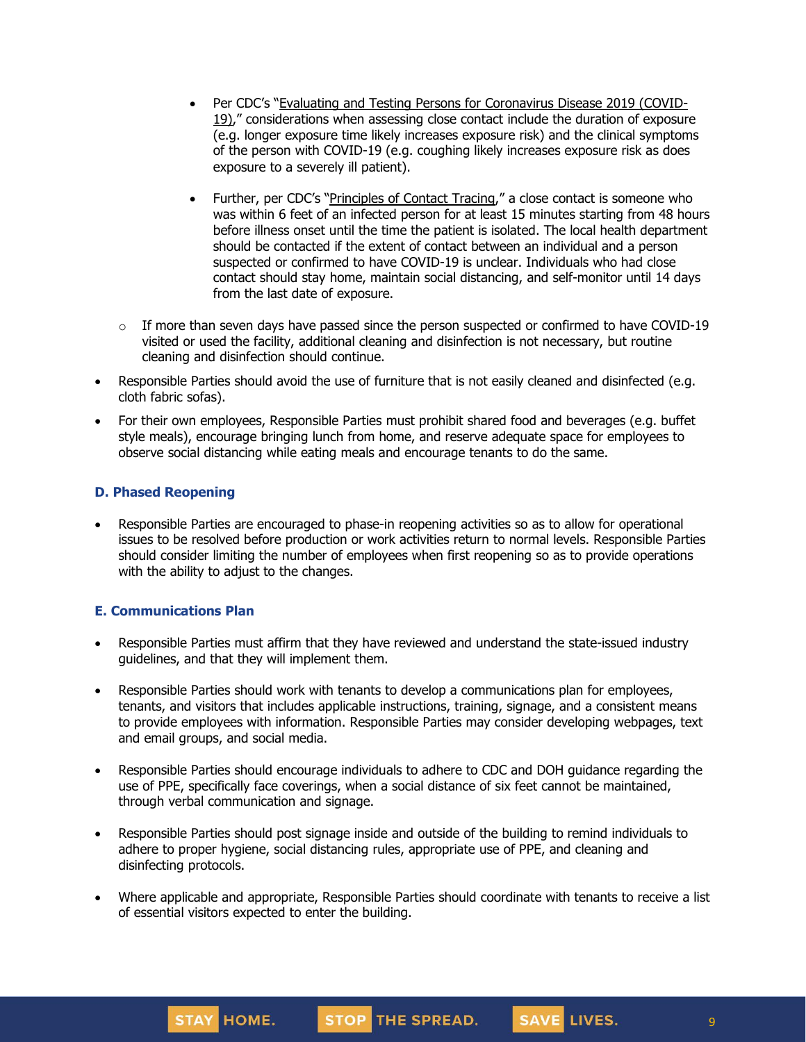- Per CDC's "Evaluating and Testing Persons for Coronavirus Disease 2019 (COVID-19)," considerations when assessing close contact include the duration of exposure (e.g. longer exposure time likely increases exposure risk) and the clinical symptoms of the person with COVID-19 (e.g. coughing likely increases exposure risk as does exposure to a severely ill patient).
    - Further, per CDC's "Principles of Contact Tracing," a close contact is someone who was within 6 feet of an infected person for at least 15 minutes starting from 48 hours before illness onset until the time the patient is isolated. The local health department should be contacted if the extent of contact between an individual and a person suspected or confirmed to have COVID-19 is unclear. Individuals who had close contact should stay home, maintain social distancing, and self-monitor until 14 days from the last date of exposure.
  - If more than seven days have passed since the person suspected or confirmed to have COVID-19 visited or used the facility, additional cleaning and disinfection is not necessary, but routine cleaning and disinfection should continue.
- Responsible Parties should avoid the use of furniture that is not easily cleaned and disinfected (e.g. cloth fabric sofas).
- For their own employees, Responsible Parties must prohibit shared food and beverages (e.g. buffet style meals), encourage bringing lunch from home, and reserve adequate space for employees to observe social distancing while eating meals and encourage tenants to do the same.

### D. Phased Reopening

- Responsible Parties are encouraged to phase-in reopening activities so as to allow for operational issues to be resolved before production or work activities return to normal levels. Responsible Parties should consider limiting the number of employees when first reopening so as to provide operations with the ability to adjust to the changes.

### E. Communications Plan

- Responsible Parties must affirm that they have reviewed and understand the state-issued industry guidelines, and that they will implement them.
- Responsible Parties should work with tenants to develop a communications plan for employees, tenants, and visitors that includes applicable instructions, training, signage, and a consistent means to provide employees with information. Responsible Parties may consider developing webpages, text and email groups, and social media.
- Responsible Parties should encourage individuals to adhere to CDC and DOH guidance regarding the use of PPE, specifically face coverings, when a social distance of six feet cannot be maintained, through verbal communication and signage.
- Responsible Parties should post signage inside and outside of the building to remind individuals to adhere to proper hygiene, social distancing rules, appropriate use of PPE, and cleaning and disinfecting protocols.
- Where applicable and appropriate, Responsible Parties should coordinate with tenants to receive a list of essential visitors expected to enter the building.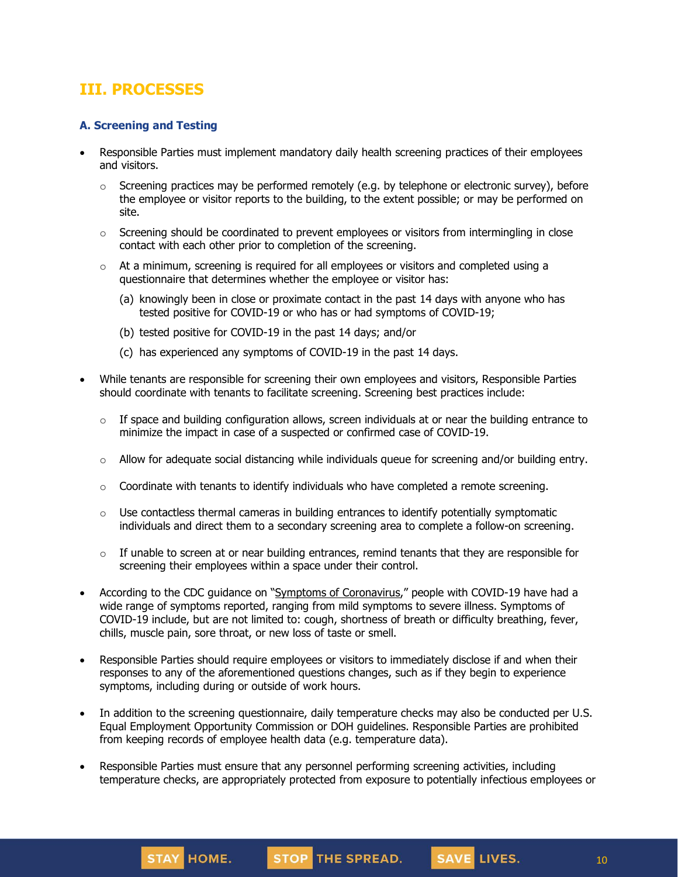## III. PROCESSES

### A. Screening and Testing

- Responsible Parties must implement mandatory daily health screening practices of their employees and visitors.
  - Screening practices may be performed remotely (e.g. by telephone or electronic survey), before the employee or visitor reports to the building, to the extent possible; or may be performed on site.
  - Screening should be coordinated to prevent employees or visitors from intermingling in close contact with each other prior to completion of the screening.
  - At a minimum, screening is required for all employees or visitors and completed using a questionnaire that determines whether the employee or visitor has:
    (a) knowingly been in close or proximate contact in the past 14 days with anyone who has tested positive for COVID-19 or who has or had symptoms of COVID-19;
    (b) tested positive for COVID-19 in the past 14 days; and/or
    (c) has experienced any symptoms of COVID-19 in the past 14 days.
- While tenants are responsible for screening their own employees and visitors, Responsible Parties should coordinate with tenants to facilitate screening. Screening best practices include:
  - If space and building configuration allows, screen individuals at or near the building entrance to minimize the impact in case of a suspected or confirmed case of COVID-19.
  - Allow for adequate social distancing while individuals queue for screening and/or building entry.
  - Coordinate with tenants to identify individuals who have completed a remote screening.
  - Use contactless thermal cameras in building entrances to identify potentially symptomatic individuals and direct them to a secondary screening area to complete a follow-on screening.
  - If unable to screen at or near building entrances, remind tenants that they are responsible for screening their employees within a space under their control.
- According to the CDC guidance on "Symptoms of Coronavirus," people with COVID-19 have had a wide range of symptoms reported, ranging from mild symptoms to severe illness. Symptoms of COVID-19 include, but are not limited to: cough, shortness of breath or difficulty breathing, fever, chills, muscle pain, sore throat, or new loss of taste or smell.
- Responsible Parties should require employees or visitors to immediately disclose if and when their responses to any of the aforementioned questions changes, such as if they begin to experience symptoms, including during or outside of work hours.
- In addition to the screening questionnaire, daily temperature checks may also be conducted per U.S. Equal Employment Opportunity Commission or DOH guidelines. Responsible Parties are prohibited from keeping records of employee health data (e.g. temperature data).
- Responsible Parties must ensure that any personnel performing screening activities, including temperature checks, are appropriately protected from exposure to potentially infectious employees or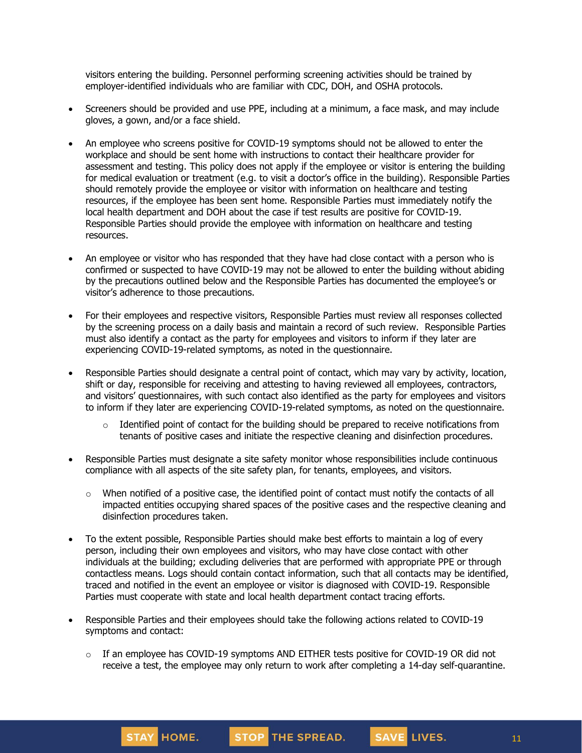visitors entering the building. Personnel performing screening activities should be trained by employer-identified individuals who are familiar with CDC, DOH, and OSHA protocols.

- Screeners should be provided and use PPE, including at a minimum, a face mask, and may include gloves, a gown, and/or a face shield.

- An employee who screens positive for COVID-19 symptoms should not be allowed to enter the workplace and should be sent home with instructions to contact their healthcare provider for assessment and testing. This policy does not apply if the employee or visitor is entering the building for medical evaluation or treatment (e.g. to visit a doctor's office in the building). Responsible Parties should remotely provide the employee or visitor with information on healthcare and testing resources, if the employee has been sent home. Responsible Parties must immediately notify the local health department and DOH about the case if test results are positive for COVID-19. Responsible Parties should provide the employee with information on healthcare and testing resources.

- An employee or visitor who has responded that they have had close contact with a person who is confirmed or suspected to have COVID-19 may not be allowed to enter the building without abiding by the precautions outlined below and the Responsible Parties has documented the employee's or visitor's adherence to those precautions.

- For their employees and respective visitors, Responsible Parties must review all responses collected by the screening process on a daily basis and maintain a record of such review. Responsible Parties must also identify a contact as the party for employees and visitors to inform if they later are experiencing COVID-19-related symptoms, as noted in the questionnaire.

- Responsible Parties should designate a central point of contact, which may vary by activity, location, shift or day, responsible for receiving and attesting to having reviewed all employees, contractors, and visitors' questionnaires, with such contact also identified as the party for employees and visitors to inform if they later are experiencing COVID-19-related symptoms, as noted on the questionnaire.
  - Identified point of contact for the building should be prepared to receive notifications from tenants of positive cases and initiate the respective cleaning and disinfection procedures.

- Responsible Parties must designate a site safety monitor whose responsibilities include continuous compliance with all aspects of the site safety plan, for tenants, employees, and visitors.
  - When notified of a positive case, the identified point of contact must notify the contacts of all impacted entities occupying shared spaces of the positive cases and the respective cleaning and disinfection procedures taken.

- To the extent possible, Responsible Parties should make best efforts to maintain a log of every person, including their own employees and visitors, who may have close contact with other individuals at the building; excluding deliveries that are performed with appropriate PPE or through contactless means. Logs should contain contact information, such that all contacts may be identified, traced and notified in the event an employee or visitor is diagnosed with COVID-19. Responsible Parties must cooperate with state and local health department contact tracing efforts.

- Responsible Parties and their employees should take the following actions related to COVID-19 symptoms and contact:
  - If an employee has COVID-19 symptoms AND EITHER tests positive for COVID-19 OR did not receive a test, the employee may only return to work after completing a 14-day self-quarantine.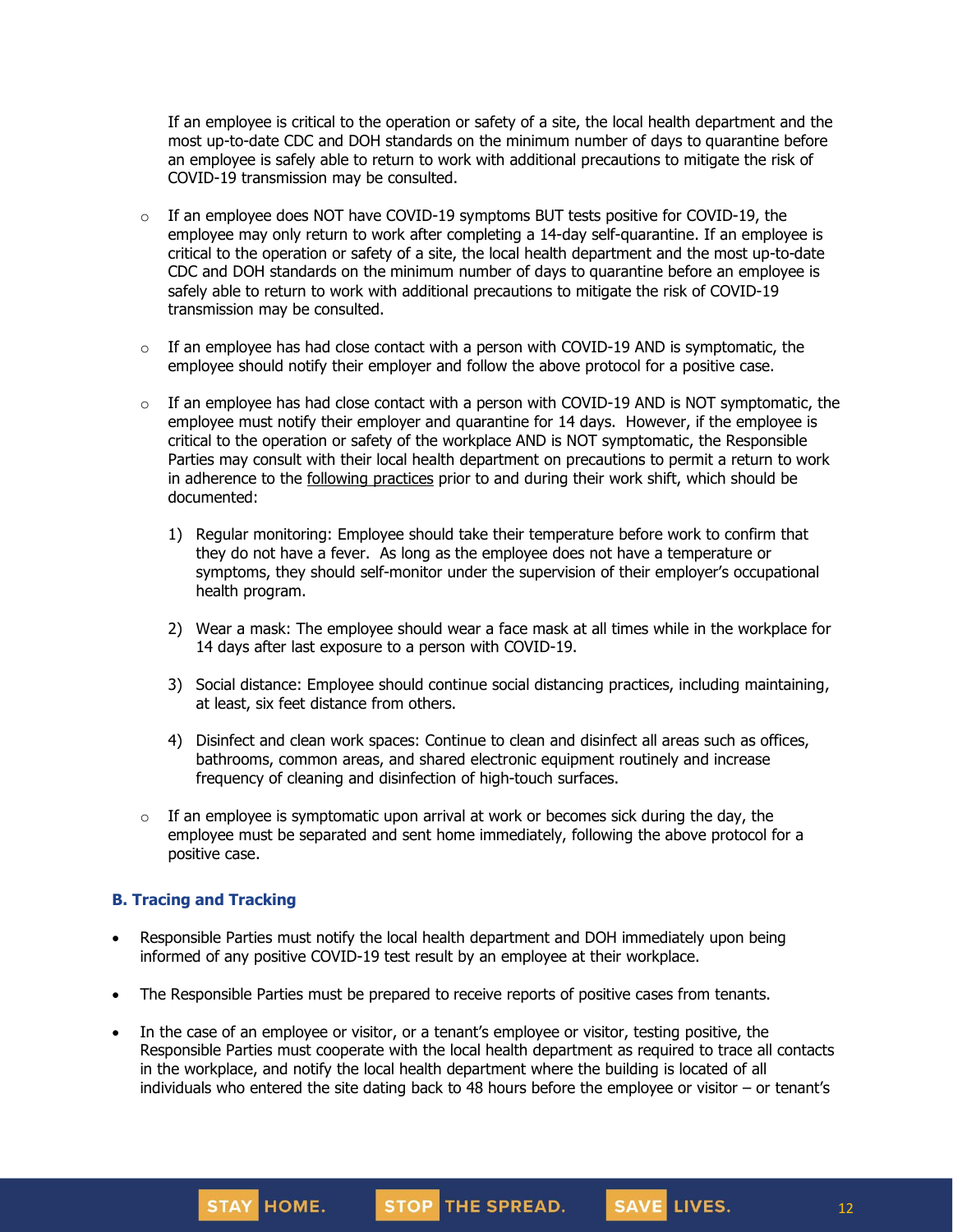If an employee is critical to the operation or safety of a site, the local health department and the most up-to-date CDC and DOH standards on the minimum number of days to quarantine before an employee is safely able to return to work with additional precautions to mitigate the risk of COVID-19 transmission may be consulted.

- If an employee does NOT have COVID-19 symptoms BUT tests positive for COVID-19, the employee may only return to work after completing a 14-day self-quarantine. If an employee is critical to the operation or safety of a site, the local health department and the most up-to-date CDC and DOH standards on the minimum number of days to quarantine before an employee is safely able to return to work with additional precautions to mitigate the risk of COVID-19 transmission may be consulted.

- If an employee has had close contact with a person with COVID-19 AND is symptomatic, the employee should notify their employer and follow the above protocol for a positive case.

- If an employee has had close contact with a person with COVID-19 AND is NOT symptomatic, the employee must notify their employer and quarantine for 14 days. However, if the employee is critical to the operation or safety of the workplace AND is NOT symptomatic, the Responsible Parties may consult with their local health department on precautions to permit a return to work in adherence to the following practices prior to and during their work shift, which should be documented:

    1) Regular monitoring: Employee should take their temperature before work to confirm that they do not have a fever. As long as the employee does not have a temperature or symptoms, they should self-monitor under the supervision of their employer's occupational health program.

    2) Wear a mask: The employee should wear a face mask at all times while in the workplace for 14 days after last exposure to a person with COVID-19.

    3) Social distance: Employee should continue social distancing practices, including maintaining, at least, six feet distance from others.

    4) Disinfect and clean work spaces: Continue to clean and disinfect all areas such as offices, bathrooms, common areas, and shared electronic equipment routinely and increase frequency of cleaning and disinfection of high-touch surfaces.

- If an employee is symptomatic upon arrival at work or becomes sick during the day, the employee must be separated and sent home immediately, following the above protocol for a positive case.

### B. Tracing and Tracking

- Responsible Parties must notify the local health department and DOH immediately upon being informed of any positive COVID-19 test result by an employee at their workplace.

- The Responsible Parties must be prepared to receive reports of positive cases from tenants.

- In the case of an employee or visitor, or a tenant's employee or visitor, testing positive, the Responsible Parties must cooperate with the local health department as required to trace all contacts in the workplace, and notify the local health department where the building is located of all individuals who entered the site dating back to 48 hours before the employee or visitor – or tenant's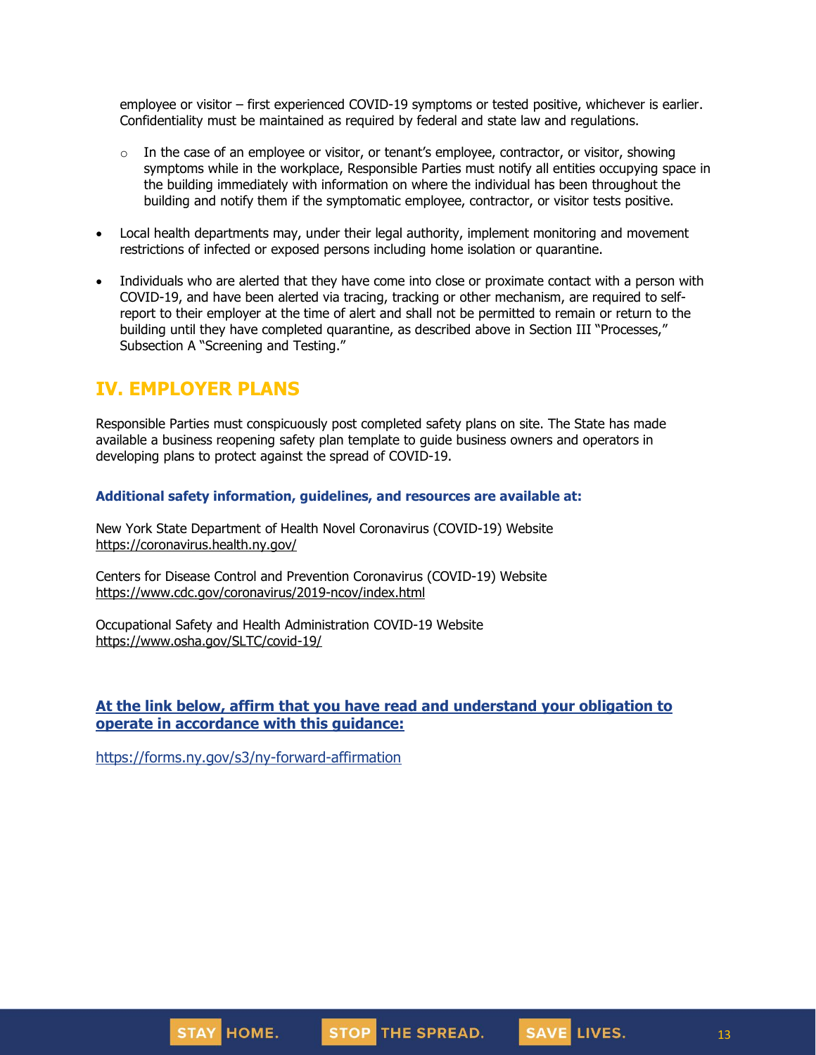employee or visitor – first experienced COVID-19 symptoms or tested positive, whichever is earlier. Confidentiality must be maintained as required by federal and state law and regulations.

  - In the case of an employee or visitor, or tenant's employee, contractor, or visitor, showing symptoms while in the workplace, Responsible Parties must notify all entities occupying space in the building immediately with information on where the individual has been throughout the building and notify them if the symptomatic employee, contractor, or visitor tests positive.

- Local health departments may, under their legal authority, implement monitoring and movement restrictions of infected or exposed persons including home isolation or quarantine.

- Individuals who are alerted that they have come into close or proximate contact with a person with COVID-19, and have been alerted via tracing, tracking or other mechanism, are required to self-report to their employer at the time of alert and shall not be permitted to remain or return to the building until they have completed quarantine, as described above in Section III "Processes," Subsection A "Screening and Testing."

## IV. EMPLOYER PLANS

Responsible Parties must conspicuously post completed safety plans on site. The State has made available a business reopening safety plan template to guide business owners and operators in developing plans to protect against the spread of COVID-19.

**Additional safety information, guidelines, and resources are available at:**

New York State Department of Health Novel Coronavirus (COVID-19) Website
https://coronavirus.health.ny.gov/

Centers for Disease Control and Prevention Coronavirus (COVID-19) Website
https://www.cdc.gov/coronavirus/2019-ncov/index.html

Occupational Safety and Health Administration COVID-19 Website
https://www.osha.gov/SLTC/covid-19/

**At the link below, affirm that you have read and understand your obligation to operate in accordance with this guidance:**

https://forms.ny.gov/s3/ny-forward-affirmation